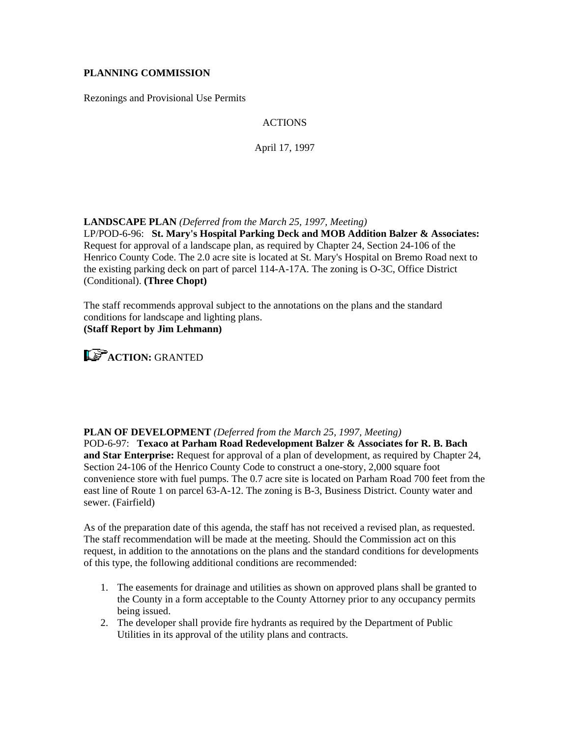**PLANNING COMMISSION**

Rezonings and Provisional Use Permits

ACTIONS

April 17, 1997

**LANDSCAPE PLAN** *(Deferred from the March 25, 1997, Meeting)*
LP/POD-6-96: **St. Mary's Hospital Parking Deck and MOB Addition Balzer & Associates:** Request for approval of a landscape plan, as required by Chapter 24, Section 24-106 of the Henrico County Code. The 2.0 acre site is located at St. Mary's Hospital on Bremo Road next to the existing parking deck on part of parcel 114-A-17A. The zoning is O-3C, Office District (Conditional). **(Three Chopt)**

The staff recommends approval subject to the annotations on the plans and the standard conditions for landscape and lighting plans.
**(Staff Report by Jim Lehmann)**

**ACTION:** GRANTED

**PLAN OF DEVELOPMENT** *(Deferred from the March 25, 1997, Meeting)*
POD-6-97: **Texaco at Parham Road Redevelopment Balzer & Associates for R. B. Bach and Star Enterprise:** Request for approval of a plan of development, as required by Chapter 24, Section 24-106 of the Henrico County Code to construct a one-story, 2,000 square foot convenience store with fuel pumps. The 0.7 acre site is located on Parham Road 700 feet from the east line of Route 1 on parcel 63-A-12. The zoning is B-3, Business District. County water and sewer. (Fairfield)

As of the preparation date of this agenda, the staff has not received a revised plan, as requested. The staff recommendation will be made at the meeting. Should the Commission act on this request, in addition to the annotations on the plans and the standard conditions for developments of this type, the following additional conditions are recommended:

1. The easements for drainage and utilities as shown on approved plans shall be granted to the County in a form acceptable to the County Attorney prior to any occupancy permits being issued.
2. The developer shall provide fire hydrants as required by the Department of Public Utilities in its approval of the utility plans and contracts.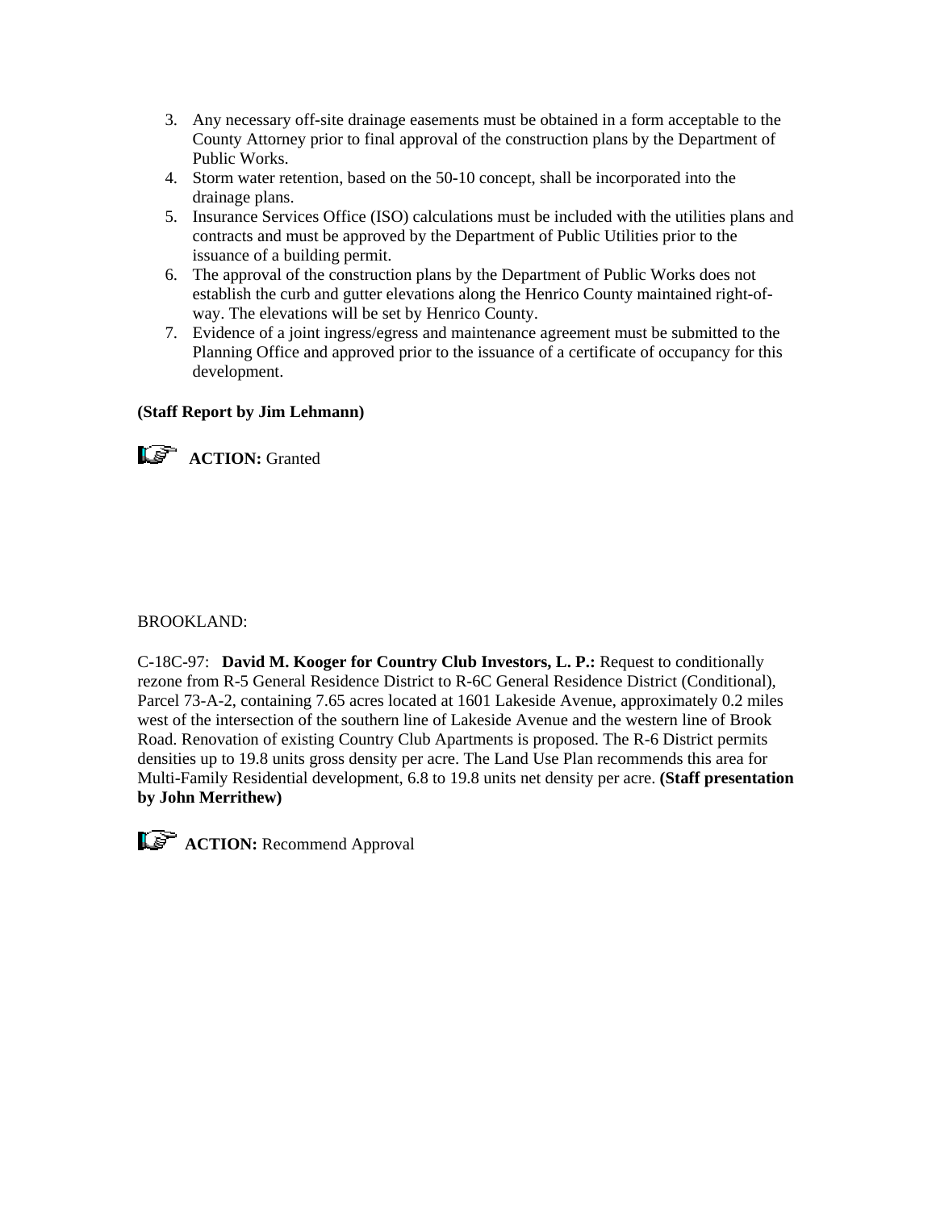3. Any necessary off-site drainage easements must be obtained in a form acceptable to the County Attorney prior to final approval of the construction plans by the Department of Public Works.
4. Storm water retention, based on the 50-10 concept, shall be incorporated into the drainage plans.
5. Insurance Services Office (ISO) calculations must be included with the utilities plans and contracts and must be approved by the Department of Public Utilities prior to the issuance of a building permit.
6. The approval of the construction plans by the Department of Public Works does not establish the curb and gutter elevations along the Henrico County maintained right-of-way. The elevations will be set by Henrico County.
7. Evidence of a joint ingress/egress and maintenance agreement must be submitted to the Planning Office and approved prior to the issuance of a certificate of occupancy for this development.

**(Staff Report by Jim Lehmann)**

☞ **ACTION:** Granted

BROOKLAND:

C-18C-97: **David M. Kooger for Country Club Investors, L. P.:** Request to conditionally rezone from R-5 General Residence District to R-6C General Residence District (Conditional), Parcel 73-A-2, containing 7.65 acres located at 1601 Lakeside Avenue, approximately 0.2 miles west of the intersection of the southern line of Lakeside Avenue and the western line of Brook Road. Renovation of existing Country Club Apartments is proposed. The R-6 District permits densities up to 19.8 units gross density per acre. The Land Use Plan recommends this area for Multi-Family Residential development, 6.8 to 19.8 units net density per acre. **(Staff presentation by John Merrithew)**

☞ **ACTION:** Recommend Approval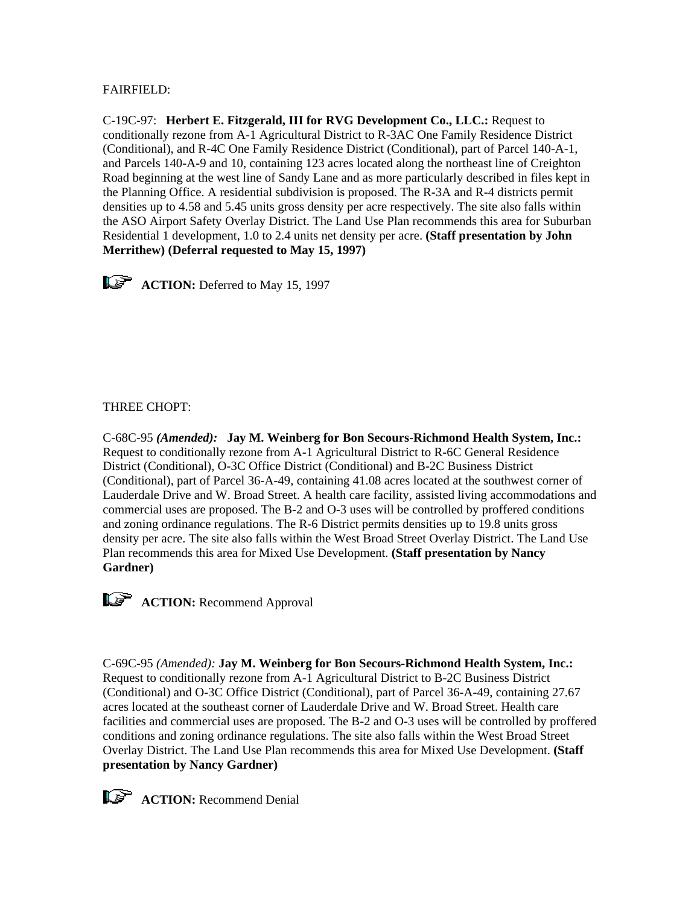FAIRFIELD:

C-19C-97: **Herbert E. Fitzgerald, III for RVG Development Co., LLC.:** Request to conditionally rezone from A-1 Agricultural District to R-3AC One Family Residence District (Conditional), and R-4C One Family Residence District (Conditional), part of Parcel 140-A-1, and Parcels 140-A-9 and 10, containing 123 acres located along the northeast line of Creighton Road beginning at the west line of Sandy Lane and as more particularly described in files kept in the Planning Office. A residential subdivision is proposed. The R-3A and R-4 districts permit densities up to 4.58 and 5.45 units gross density per acre respectively. The site also falls within the ASO Airport Safety Overlay District. The Land Use Plan recommends this area for Suburban Residential 1 development, 1.0 to 2.4 units net density per acre. **(Staff presentation by John Merrithew) (Deferral requested to May 15, 1997)**

**ACTION:** Deferred to May 15, 1997

THREE CHOPT:

C-68C-95 ***(Amended):*** **Jay M. Weinberg for Bon Secours-Richmond Health System, Inc.:** Request to conditionally rezone from A-1 Agricultural District to R-6C General Residence District (Conditional), O-3C Office District (Conditional) and B-2C Business District (Conditional), part of Parcel 36-A-49, containing 41.08 acres located at the southwest corner of Lauderdale Drive and W. Broad Street. A health care facility, assisted living accommodations and commercial uses are proposed. The B-2 and O-3 uses will be controlled by proffered conditions and zoning ordinance regulations. The R-6 District permits densities up to 19.8 units gross density per acre. The site also falls within the West Broad Street Overlay District. The Land Use Plan recommends this area for Mixed Use Development. **(Staff presentation by Nancy Gardner)**

**ACTION:** Recommend Approval

C-69C-95 *(Amended):* **Jay M. Weinberg for Bon Secours-Richmond Health System, Inc.:** Request to conditionally rezone from A-1 Agricultural District to B-2C Business District (Conditional) and O-3C Office District (Conditional), part of Parcel 36-A-49, containing 27.67 acres located at the southeast corner of Lauderdale Drive and W. Broad Street. Health care facilities and commercial uses are proposed. The B-2 and O-3 uses will be controlled by proffered conditions and zoning ordinance regulations. The site also falls within the West Broad Street Overlay District. The Land Use Plan recommends this area for Mixed Use Development. **(Staff presentation by Nancy Gardner)**

**ACTION:** Recommend Denial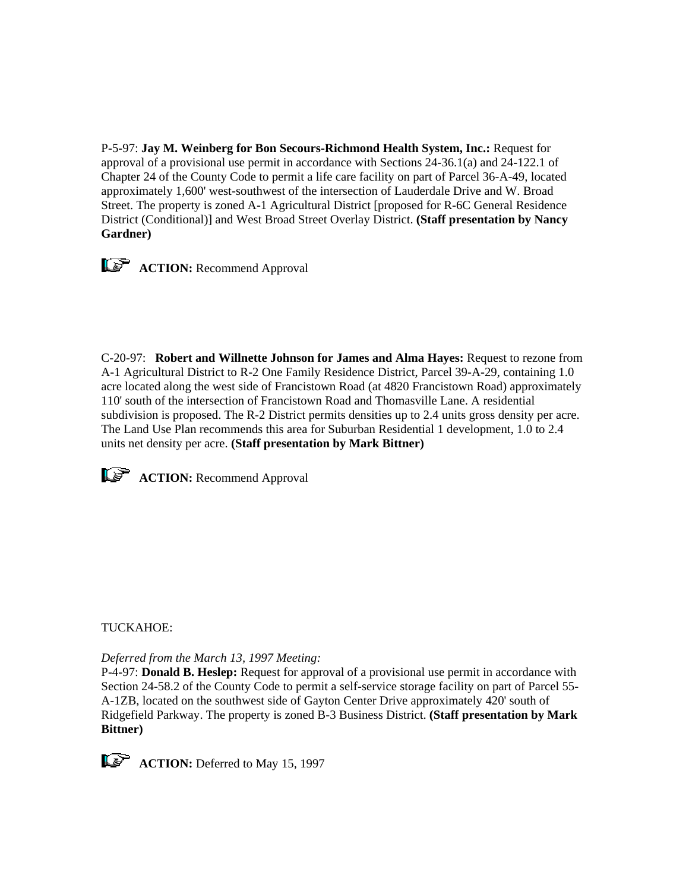P-5-97: **Jay M. Weinberg for Bon Secours-Richmond Health System, Inc.:** Request for approval of a provisional use permit in accordance with Sections 24-36.1(a) and 24-122.1 of Chapter 24 of the County Code to permit a life care facility on part of Parcel 36-A-49, located approximately 1,600' west-southwest of the intersection of Lauderdale Drive and W. Broad Street. The property is zoned A-1 Agricultural District [proposed for R-6C General Residence District (Conditional)] and West Broad Street Overlay District. **(Staff presentation by Nancy Gardner)**

**ACTION:** Recommend Approval

C-20-97: **Robert and Willnette Johnson for James and Alma Hayes:** Request to rezone from A-1 Agricultural District to R-2 One Family Residence District, Parcel 39-A-29, containing 1.0 acre located along the west side of Francistown Road (at 4820 Francistown Road) approximately 110' south of the intersection of Francistown Road and Thomasville Lane. A residential subdivision is proposed. The R-2 District permits densities up to 2.4 units gross density per acre. The Land Use Plan recommends this area for Suburban Residential 1 development, 1.0 to 2.4 units net density per acre. **(Staff presentation by Mark Bittner)**

**ACTION:** Recommend Approval

TUCKAHOE:

*Deferred from the March 13, 1997 Meeting:*
P-4-97: **Donald B. Heslep:** Request for approval of a provisional use permit in accordance with Section 24-58.2 of the County Code to permit a self-service storage facility on part of Parcel 55-A-1ZB, located on the southwest side of Gayton Center Drive approximately 420' south of Ridgefield Parkway. The property is zoned B-3 Business District. **(Staff presentation by Mark Bittner)**

**ACTION:** Deferred to May 15, 1997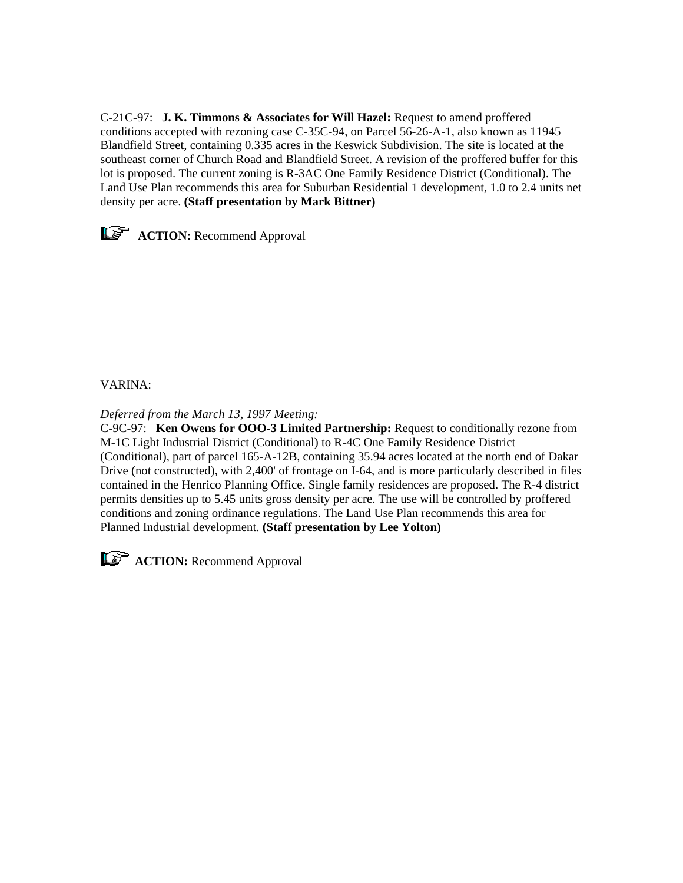C-21C-97: **J. K. Timmons & Associates for Will Hazel:** Request to amend proffered conditions accepted with rezoning case C-35C-94, on Parcel 56-26-A-1, also known as 11945 Blandfield Street, containing 0.335 acres in the Keswick Subdivision. The site is located at the southeast corner of Church Road and Blandfield Street. A revision of the proffered buffer for this lot is proposed. The current zoning is R-3AC One Family Residence District (Conditional). The Land Use Plan recommends this area for Suburban Residential 1 development, 1.0 to 2.4 units net density per acre. **(Staff presentation by Mark Bittner)**

**ACTION:** Recommend Approval

VARINA:

*Deferred from the March 13, 1997 Meeting:*
C-9C-97: **Ken Owens for OOO-3 Limited Partnership:** Request to conditionally rezone from M-1C Light Industrial District (Conditional) to R-4C One Family Residence District (Conditional), part of parcel 165-A-12B, containing 35.94 acres located at the north end of Dakar Drive (not constructed), with 2,400' of frontage on I-64, and is more particularly described in files contained in the Henrico Planning Office. Single family residences are proposed. The R-4 district permits densities up to 5.45 units gross density per acre. The use will be controlled by proffered conditions and zoning ordinance regulations. The Land Use Plan recommends this area for Planned Industrial development. **(Staff presentation by Lee Yolton)**

**ACTION:** Recommend Approval